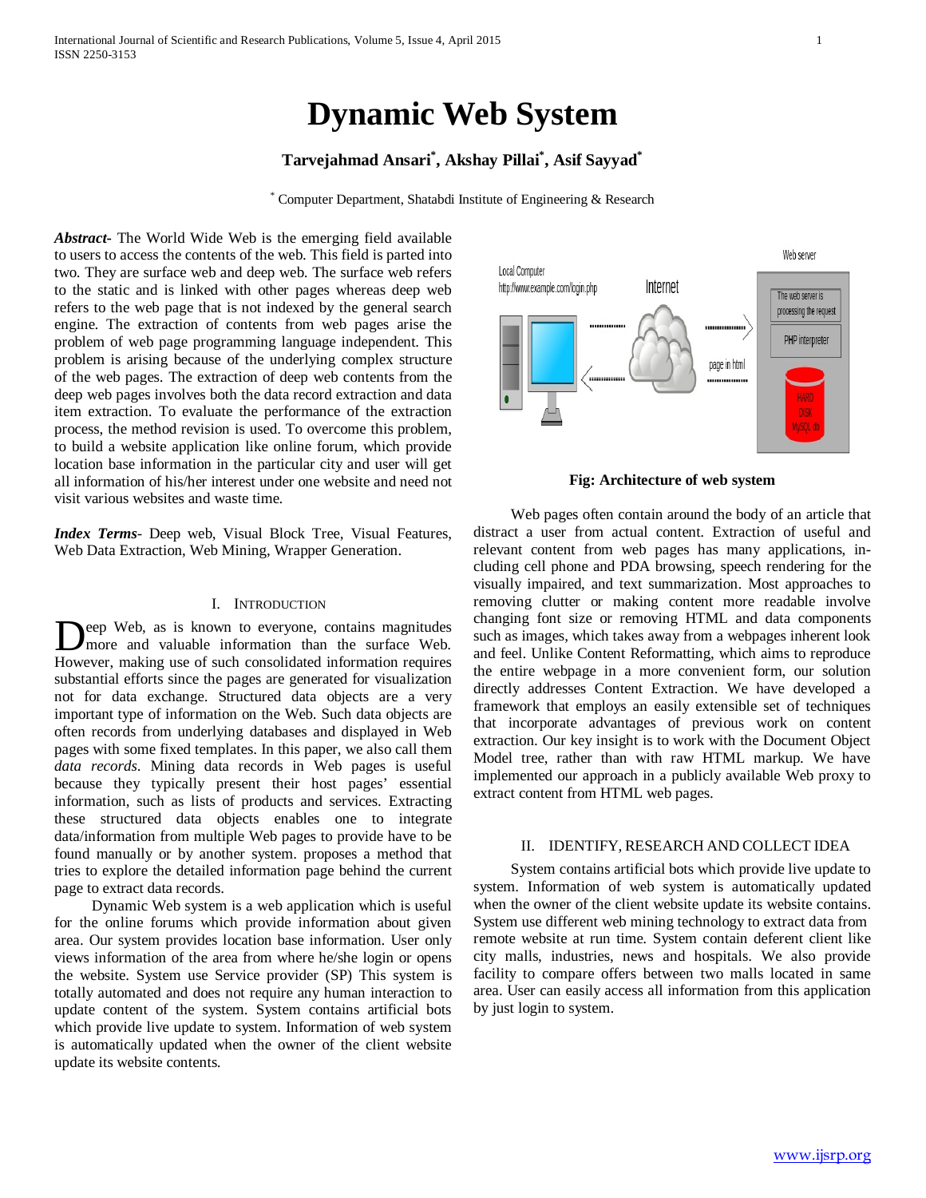# Dynamic Web System

**Tarvejahmad Ansari[*], Akshay Pillai[*], Asif Sayyad[*]**

[*] Computer Department, Shatabdi Institute of Engineering & Research

***Abstract***- The World Wide Web is the emerging field available to users to access the contents of the web. This field is parted into two. They are surface web and deep web. The surface web refers to the static and is linked with other pages whereas deep web refers to the web page that is not indexed by the general search engine. The extraction of contents from web pages arise the problem of web page programming language independent. This problem is arising because of the underlying complex structure of the web pages. The extraction of deep web contents from the deep web pages involves both the data record extraction and data item extraction. To evaluate the performance of the extraction process, the method revision is used. To overcome this problem, to build a website application like online forum, which provide location base information in the particular city and user will get all information of his/her interest under one website and need not visit various websites and waste time.

***Index Terms***- Deep web, Visual Block Tree, Visual Features, Web Data Extraction, Web Mining, Wrapper Generation.

## I. Introduction

Deep Web, as is known to everyone, contains magnitudes more and valuable information than the surface Web. However, making use of such consolidated information requires substantial efforts since the pages are generated for visualization not for data exchange. Structured data objects are a very important type of information on the Web. Such data objects are often records from underlying databases and displayed in Web pages with some fixed templates. In this paper, we also call them *data records*. Mining data records in Web pages is useful because they typically present their host pages' essential information, such as lists of products and services. Extracting these structured data objects enables one to integrate data/information from multiple Web pages to provide have to be found manually or by another system. proposes a method that tries to explore the detailed information page behind the current page to extract data records.

Dynamic Web system is a web application which is useful for the online forums which provide information about given area. Our system provides location base information. User only views information of the area from where he/she login or opens the website. System use Service provider (SP) This system is totally automated and does not require any human interaction to update content of the system. System contains artificial bots which provide live update to system. Information of web system is automatically updated when the owner of the client website update its website contents.

**Fig: Architecture of web system**

Web pages often contain around the body of an article that distract a user from actual content. Extraction of useful and relevant content from web pages has many applications, including cell phone and PDA browsing, speech rendering for the visually impaired, and text summarization. Most approaches to removing clutter or making content more readable involve changing font size or removing HTML and data components such as images, which takes away from a webpages inherent look and feel. Unlike Content Reformatting, which aims to reproduce the entire webpage in a more convenient form, our solution directly addresses Content Extraction. We have developed a framework that employs an easily extensible set of techniques that incorporate advantages of previous work on content extraction. Our key insight is to work with the Document Object Model tree, rather than with raw HTML markup. We have implemented our approach in a publicly available Web proxy to extract content from HTML web pages.

## II. Identify, Research and Collect Idea

System contains artificial bots which provide live update to system. Information of web system is automatically updated when the owner of the client website update its website contains. System use different web mining technology to extract data from remote website at run time. System contain deferent client like city malls, industries, news and hospitals. We also provide facility to compare offers between two malls located in same area. User can easily access all information from this application by just login to system.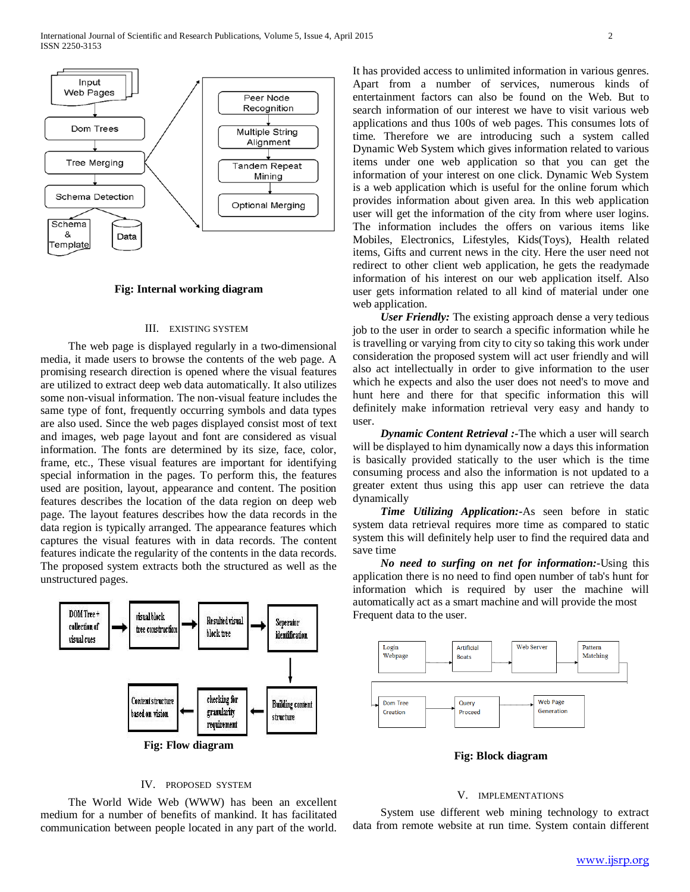Fig: Internal working diagram

## III. EXISTING SYSTEM

The web page is displayed regularly in a two-dimensional media, it made users to browse the contents of the web page. A promising research direction is opened where the visual features are utilized to extract deep web data automatically. It also utilizes some non-visual information. The non-visual feature includes the same type of font, frequently occurring symbols and data types are also used. Since the web pages displayed consist most of text and images, web page layout and font are considered as visual information. The fonts are determined by its size, face, color, frame, etc., These visual features are important for identifying special information in the pages. To perform this, the features used are position, layout, appearance and content. The position features describes the location of the data region on deep web page. The layout features describes how the data records in the data region is typically arranged. The appearance features which captures the visual features with in data records. The content features indicate the regularity of the contents in the data records. The proposed system extracts both the structured as well as the unstructured pages.

Fig: Flow diagram

## IV. PROPOSED SYSTEM

The World Wide Web (WWW) has been an excellent medium for a number of benefits of mankind. It has facilitated communication between people located in any part of the world. It has provided access to unlimited information in various genres. Apart from a number of services, numerous kinds of entertainment factors can also be found on the Web. But to search information of our interest we have to visit various web applications and thus 100s of web pages. This consumes lots of time. Therefore we are introducing such a system called Dynamic Web System which gives information related to various items under one web application so that you can get the information of your interest on one click. Dynamic Web System is a web application which is useful for the online forum which provides information about given area. In this web application user will get the information of the city from where user logins. The information includes the offers on various items like Mobiles, Electronics, Lifestyles, Kids(Toys), Health related items, Gifts and current news in the city. Here the user need not redirect to other client web application, he gets the readymade information of his interest on our web application itself. Also user gets information related to all kind of material under one web application.

***User Friendly:*** The existing approach dense a very tedious job to the user in order to search a specific information while he is travelling or varying from city to city so taking this work under consideration the proposed system will act user friendly and will also act intellectually in order to give information to the user which he expects and also the user does not need's to move and hunt here and there for that specific information this will definitely make information retrieval very easy and handy to user.

***Dynamic Content Retrieval :-***The which a user will search will be displayed to him dynamically now a days this information is basically provided statically to the user which is the time consuming process and also the information is not updated to a greater extent thus using this app user can retrieve the data dynamically

***Time Utilizing Application:-***As seen before in static system data retrieval requires more time as compared to static system this will definitely help user to find the required data and save time

***No need to surfing on net for information:-***Using this application there is no need to find open number of tab's hunt for information which is required by user the machine will automatically act as a smart machine and will provide the most Frequent data to the user.

Fig: Block diagram

## V. IMPLEMENTATIONS

System use different web mining technology to extract data from remote website at run time. System contain different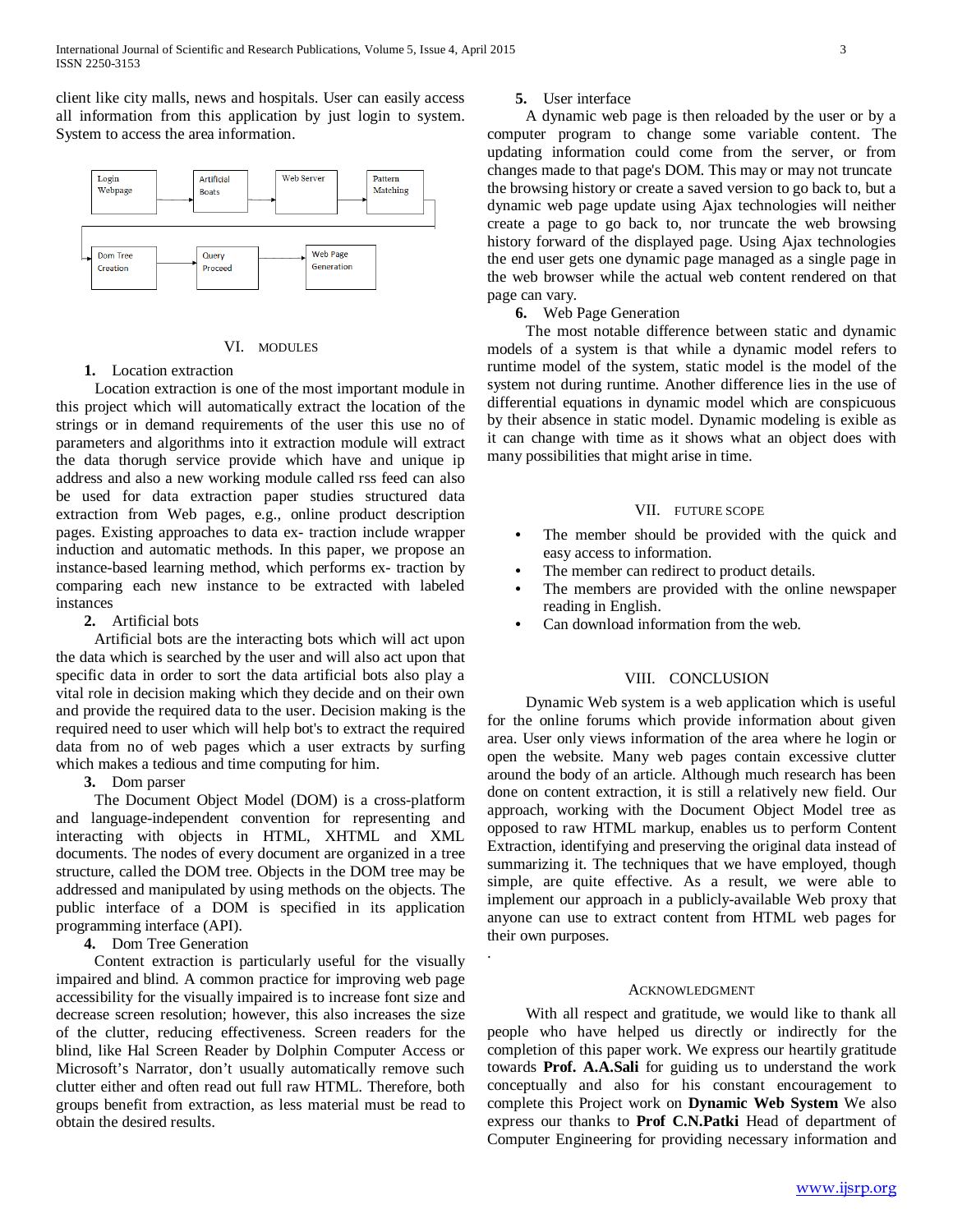client like city malls, news and hospitals. User can easily access all information from this application by just login to system. System to access the area information.

## VI. MODULES

**1.** Location extraction

Location extraction is one of the most important module in this project which will automatically extract the location of the strings or in demand requirements of the user this use no of parameters and algorithms into it extraction module will extract the data thorugh service provide which have and unique ip address and also a new working module called rss feed can also be used for data extraction paper studies structured data extraction from Web pages, e.g., online product description pages. Existing approaches to data ex- traction include wrapper induction and automatic methods. In this paper, we propose an instance-based learning method, which performs ex- traction by comparing each new instance to be extracted with labeled instances

**2.** Artificial bots

Artificial bots are the interacting bots which will act upon the data which is searched by the user and will also act upon that specific data in order to sort the data artificial bots also play a vital role in decision making which they decide and on their own and provide the required data to the user. Decision making is the required need to user which will help bot's to extract the required data from no of web pages which a user extracts by surfing which makes a tedious and time computing for him.

**3.** Dom parser

The Document Object Model (DOM) is a cross-platform and language-independent convention for representing and interacting with objects in HTML, XHTML and XML documents. The nodes of every document are organized in a tree structure, called the DOM tree. Objects in the DOM tree may be addressed and manipulated by using methods on the objects. The public interface of a DOM is specified in its application programming interface (API).

**4.** Dom Tree Generation

Content extraction is particularly useful for the visually impaired and blind. A common practice for improving web page accessibility for the visually impaired is to increase font size and decrease screen resolution; however, this also increases the size of the clutter, reducing effectiveness. Screen readers for the blind, like Hal Screen Reader by Dolphin Computer Access or Microsoft's Narrator, don't usually automatically remove such clutter either and often read out full raw HTML. Therefore, both groups benefit from extraction, as less material must be read to obtain the desired results.

**5.** User interface

A dynamic web page is then reloaded by the user or by a computer program to change some variable content. The updating information could come from the server, or from changes made to that page's DOM. This may or may not truncate the browsing history or create a saved version to go back to, but a dynamic web page update using Ajax technologies will neither create a page to go back to, nor truncate the web browsing history forward of the displayed page. Using Ajax technologies the end user gets one dynamic page managed as a single page in the web browser while the actual web content rendered on that page can vary.

**6.** Web Page Generation

The most notable difference between static and dynamic models of a system is that while a dynamic model refers to runtime model of the system, static model is the model of the system not during runtime. Another difference lies in the use of differential equations in dynamic model which are conspicuous by their absence in static model. Dynamic modeling is exible as it can change with time as it shows what an object does with many possibilities that might arise in time.

## VII. FUTURE SCOPE

- The member should be provided with the quick and easy access to information.
- The member can redirect to product details.
- The members are provided with the online newspaper reading in English.
- Can download information from the web.

## VIII. CONCLUSION

Dynamic Web system is a web application which is useful for the online forums which provide information about given area. User only views information of the area where he login or open the website. Many web pages contain excessive clutter around the body of an article. Although much research has been done on content extraction, it is still a relatively new field. Our approach, working with the Document Object Model tree as opposed to raw HTML markup, enables us to perform Content Extraction, identifying and preserving the original data instead of summarizing it. The techniques that we have employed, though simple, are quite effective. As a result, we were able to implement our approach in a publicly-available Web proxy that anyone can use to extract content from HTML web pages for their own purposes.

.

## ACKNOWLEDGMENT

With all respect and gratitude, we would like to thank all people who have helped us directly or indirectly for the completion of this paper work. We express our heartily gratitude towards **Prof. A.A.Sali** for guiding us to understand the work conceptually and also for his constant encouragement to complete this Project work on **Dynamic Web System** We also express our thanks to **Prof C.N.Patki** Head of department of Computer Engineering for providing necessary information and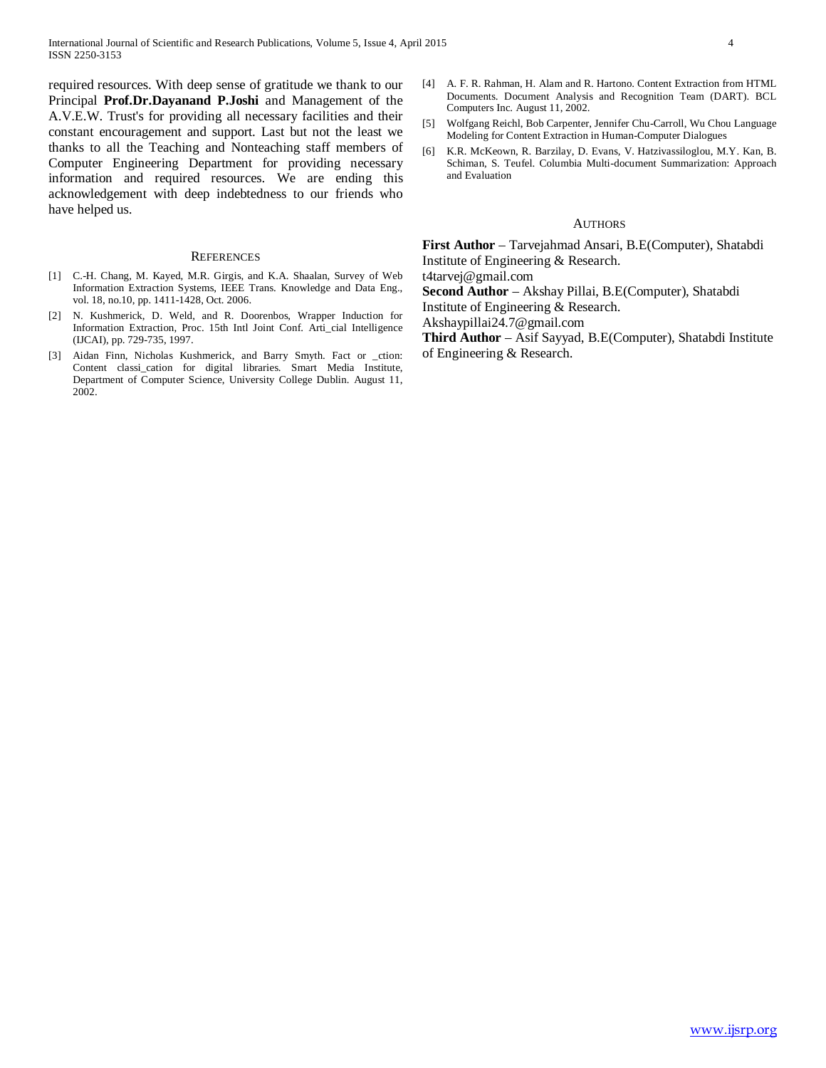required resources. With deep sense of gratitude we thank to our Principal **Prof.Dr.Dayanand P.Joshi** and Management of the A.V.E.W. Trust's for providing all necessary facilities and their constant encouragement and support. Last but not the least we thanks to all the Teaching and Nonteaching staff members of Computer Engineering Department for providing necessary information and required resources. We are ending this acknowledgement with deep indebtedness to our friends who have helped us.

## References

[1] C.-H. Chang, M. Kayed, M.R. Girgis, and K.A. Shaalan, Survey of Web Information Extraction Systems, IEEE Trans. Knowledge and Data Eng., vol. 18, no.10, pp. 1411-1428, Oct. 2006.

[2] N. Kushmerick, D. Weld, and R. Doorenbos, Wrapper Induction for Information Extraction, Proc. 15th Intl Joint Conf. Arti_cial Intelligence (IJCAI), pp. 729-735, 1997.

[3] Aidan Finn, Nicholas Kushmerick, and Barry Smyth. Fact or _ction: Content classi_cation for digital libraries. Smart Media Institute, Department of Computer Science, University College Dublin. August 11, 2002.

[4] A. F. R. Rahman, H. Alam and R. Hartono. Content Extraction from HTML Documents. Document Analysis and Recognition Team (DART). BCL Computers Inc. August 11, 2002.

[5] Wolfgang Reichl, Bob Carpenter, Jennifer Chu-Carroll, Wu Chou Language Modeling for Content Extraction in Human-Computer Dialogues

[6] K.R. McKeown, R. Barzilay, D. Evans, V. Hatzivassiloglou, M.Y. Kan, B. Schiman, S. Teufel. Columbia Multi-document Summarization: Approach and Evaluation

## Authors

**First Author** – Tarvejahmad Ansari, B.E(Computer), Shatabdi Institute of Engineering & Research.
t4tarvej@gmail.com

**Second Author** – Akshay Pillai, B.E(Computer), Shatabdi Institute of Engineering & Research.
Akshaypillai24.7@gmail.com

**Third Author** – Asif Sayyad, B.E(Computer), Shatabdi Institute of Engineering & Research.